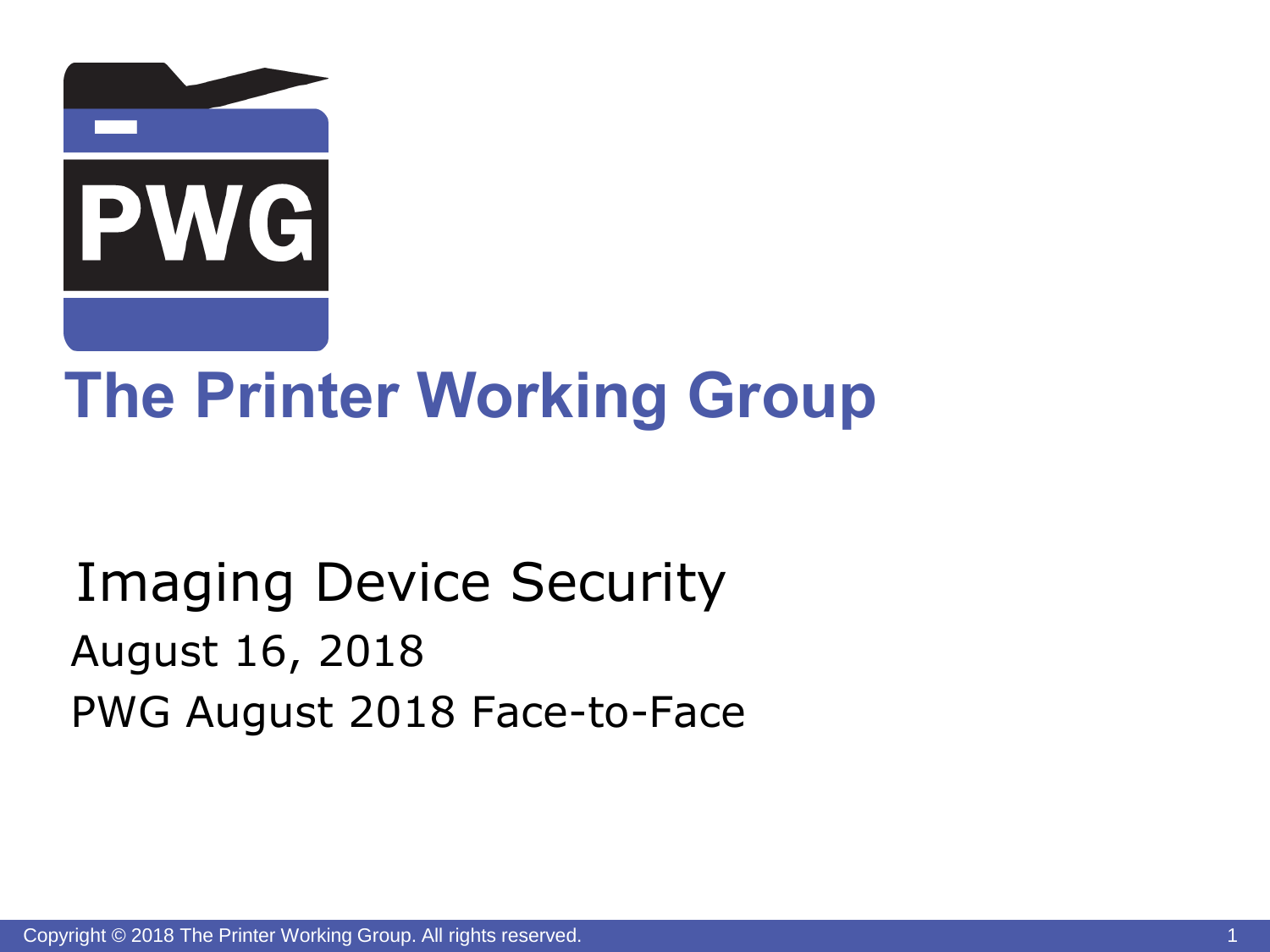# The Printer Working Group

## Imaging Device Security

August 16, 2018

PWG August 2018 Face-to-Face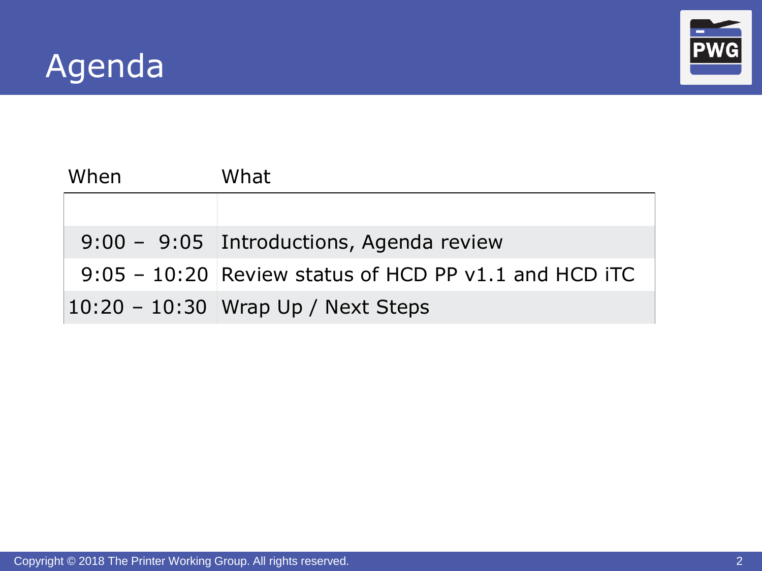# Agenda

| When | What |
|---|---|
| | |
| 9:00 – 9:05 | Introductions, Agenda review |
| 9:05 – 10:20 | Review status of HCD PP v1.1 and HCD iTC |
| 10:20 – 10:30 | Wrap Up / Next Steps |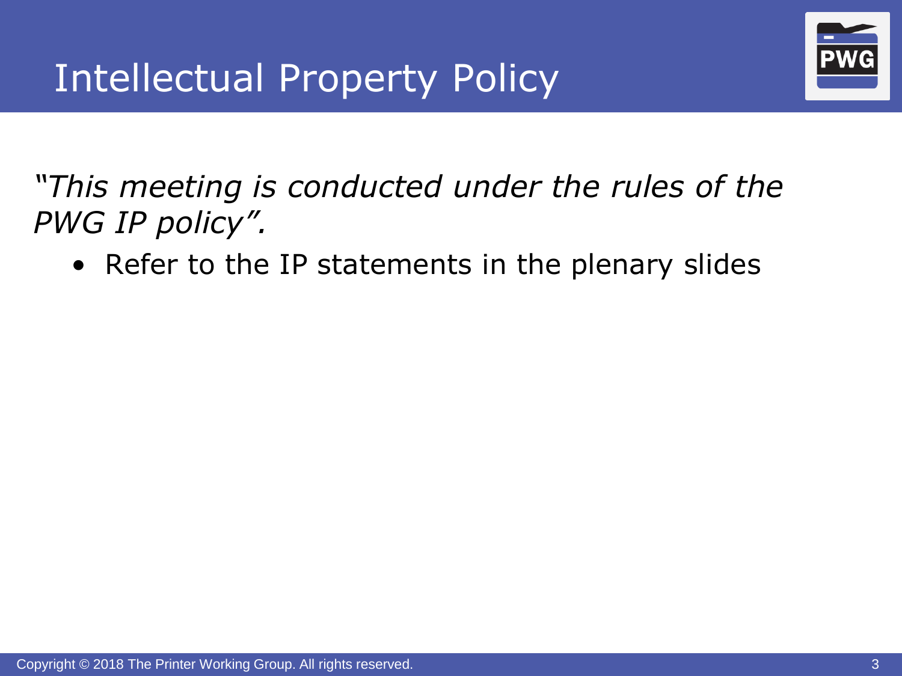# Intellectual Property Policy

*"This meeting is conducted under the rules of the PWG IP policy".*

- Refer to the IP statements in the plenary slides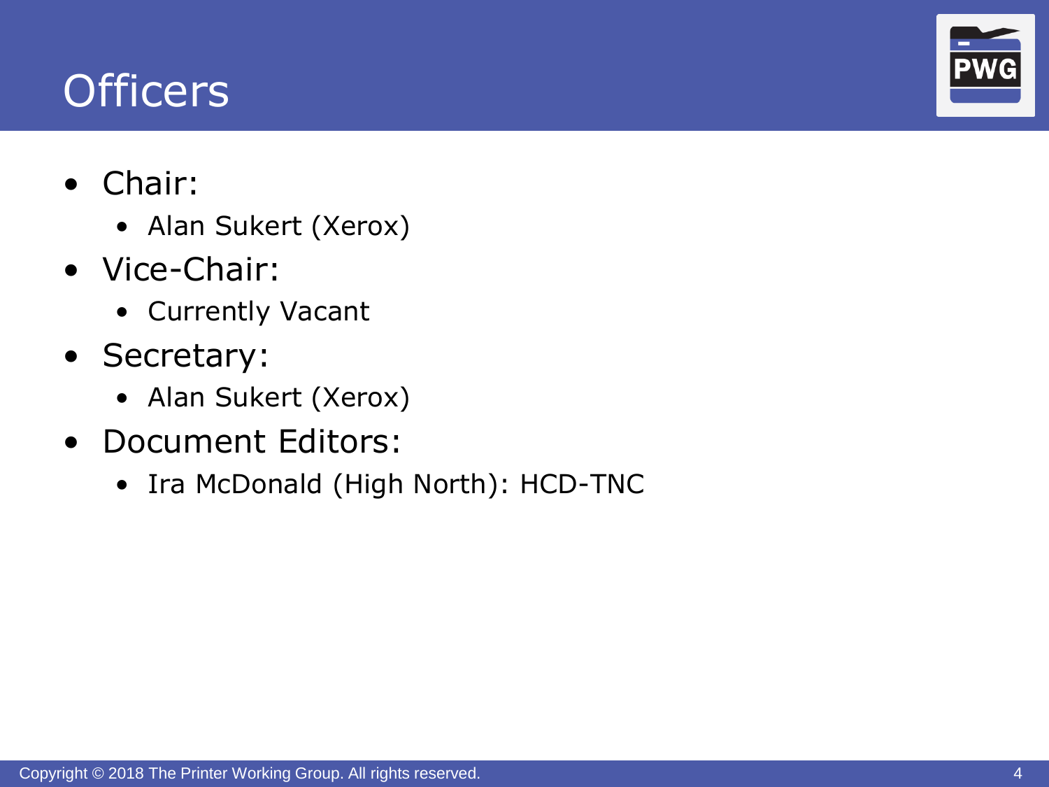# Officers

- Chair:
  - Alan Sukert (Xerox)
- Vice-Chair:
  - Currently Vacant
- Secretary:
  - Alan Sukert (Xerox)
- Document Editors:
  - Ira McDonald (High North): HCD-TNC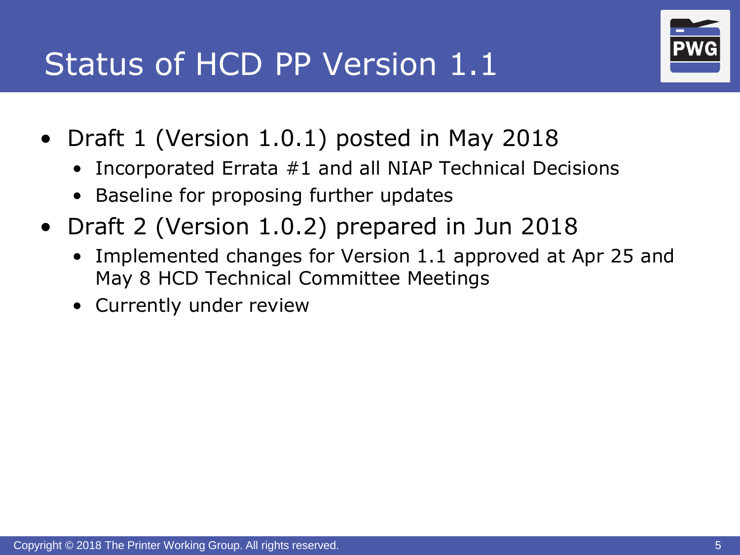# Status of HCD PP Version 1.1

- Draft 1 (Version 1.0.1) posted in May 2018
  - Incorporated Errata #1 and all NIAP Technical Decisions
  - Baseline for proposing further updates
- Draft 2 (Version 1.0.2) prepared in Jun 2018
  - Implemented changes for Version 1.1 approved at Apr 25 and May 8 HCD Technical Committee Meetings
  - Currently under review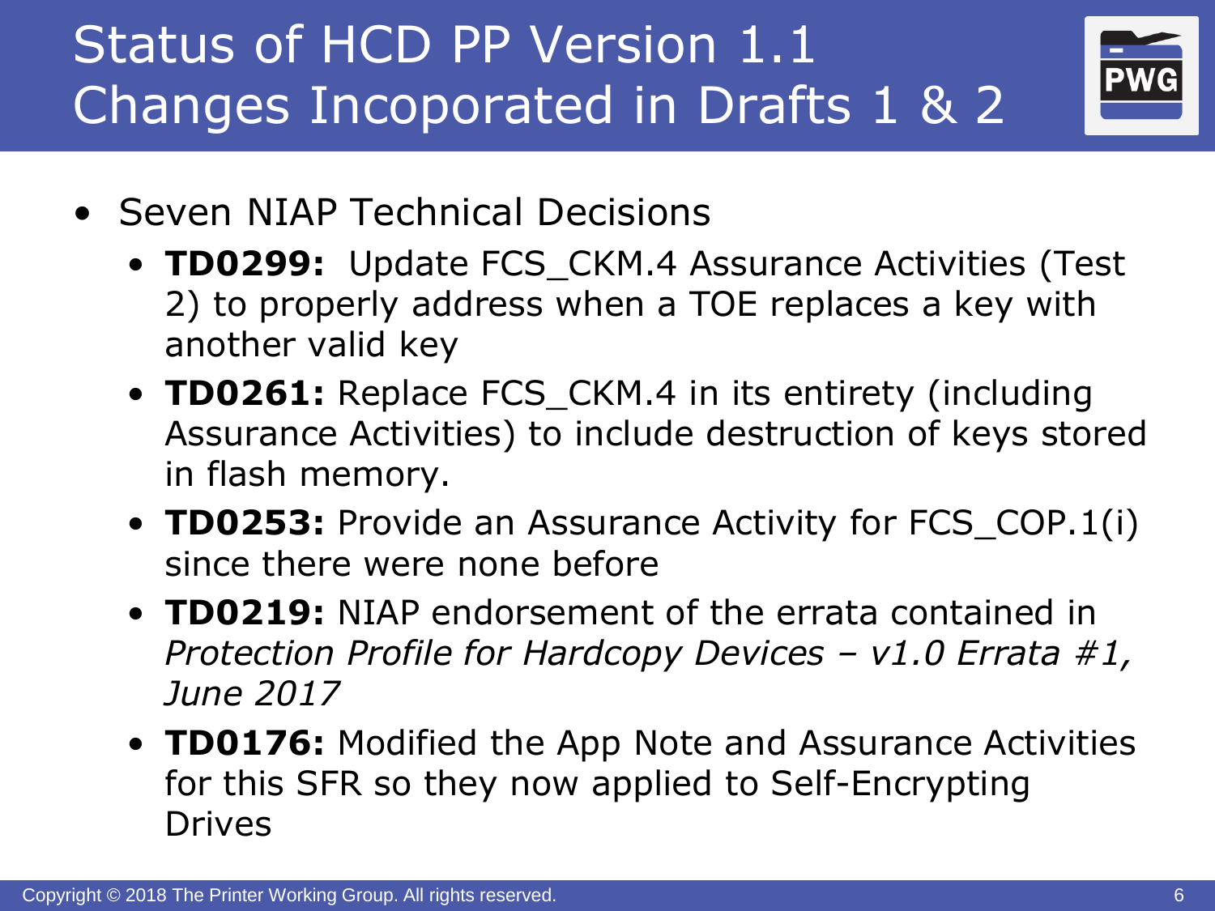# Status of HCD PP Version 1.1 Changes Incoporated in Drafts 1 & 2

- Seven NIAP Technical Decisions
  - **TD0299:** Update FCS_CKM.4 Assurance Activities (Test 2) to properly address when a TOE replaces a key with another valid key
  - **TD0261:** Replace FCS_CKM.4 in its entirety (including Assurance Activities) to include destruction of keys stored in flash memory.
  - **TD0253:** Provide an Assurance Activity for FCS_COP.1(i) since there were none before
  - **TD0219:** NIAP endorsement of the errata contained in *Protection Profile for Hardcopy Devices – v1.0 Errata #1, June 2017*
  - **TD0176:** Modified the App Note and Assurance Activities for this SFR so they now applied to Self-Encrypting Drives

Copyright © 2018 The Printer Working Group. All rights reserved.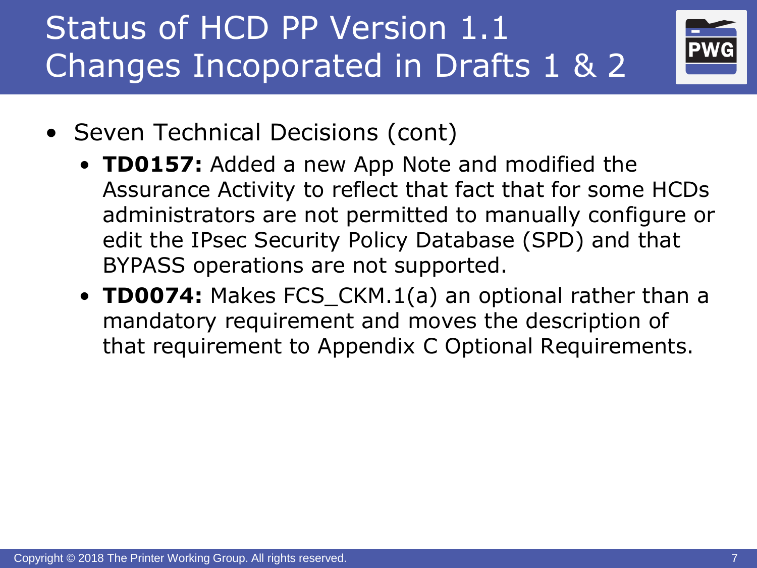# Status of HCD PP Version 1.1 Changes Incoporated in Drafts 1 & 2

- Seven Technical Decisions (cont)
  - **TD0157:** Added a new App Note and modified the Assurance Activity to reflect that fact that for some HCDs administrators are not permitted to manually configure or edit the IPsec Security Policy Database (SPD) and that BYPASS operations are not supported.
  - **TD0074:** Makes FCS_CKM.1(a) an optional rather than a mandatory requirement and moves the description of that requirement to Appendix C Optional Requirements.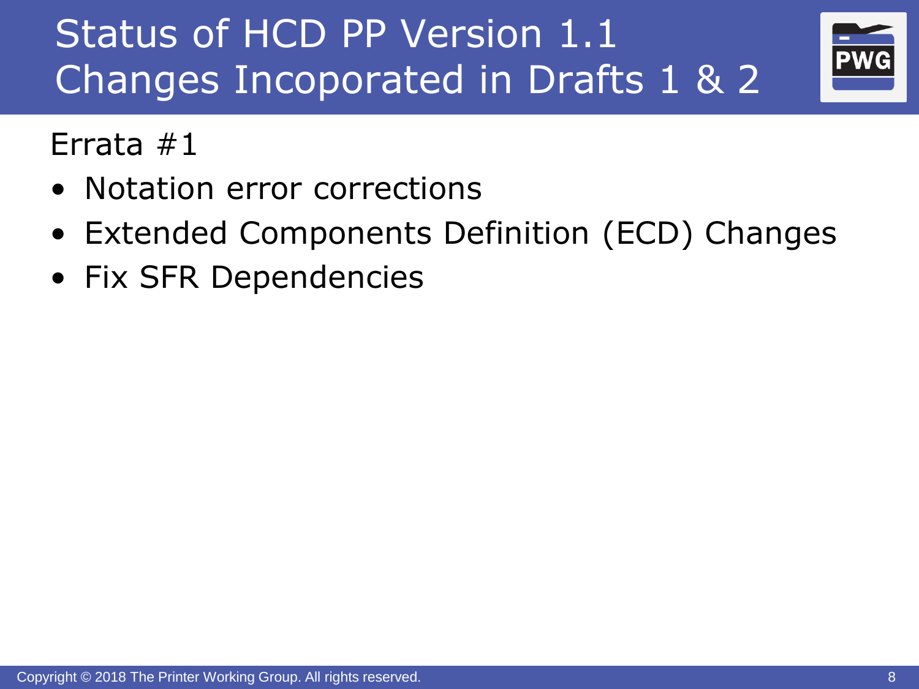# Status of HCD PP Version 1.1 Changes Incoporated in Drafts 1 & 2

Errata #1

- Notation error corrections
- Extended Components Definition (ECD) Changes
- Fix SFR Dependencies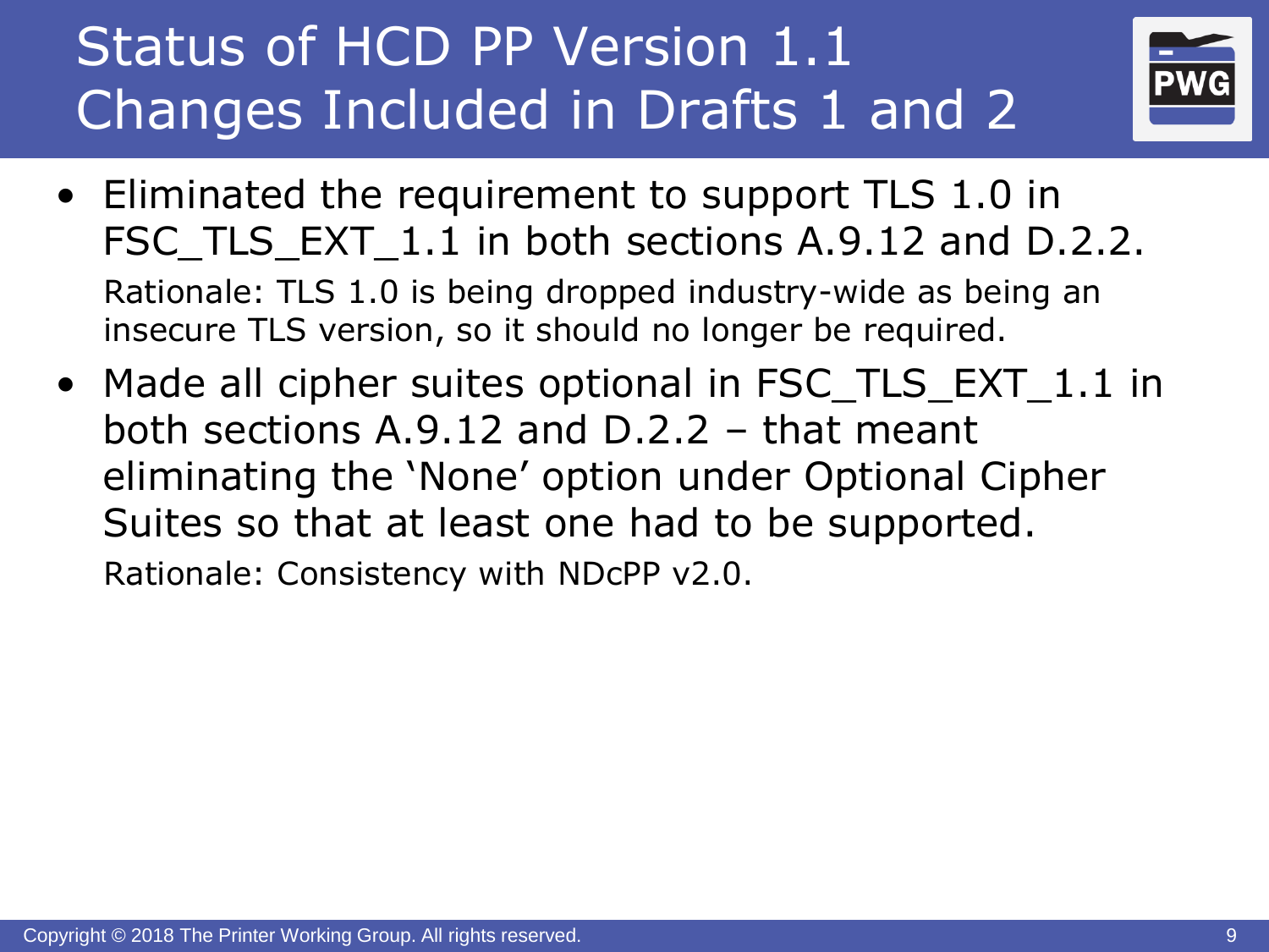# Status of HCD PP Version 1.1 Changes Included in Drafts 1 and 2

- Eliminated the requirement to support TLS 1.0 in FSC_TLS_EXT_1.1 in both sections A.9.12 and D.2.2.
  Rationale: TLS 1.0 is being dropped industry-wide as being an insecure TLS version, so it should no longer be required.
- Made all cipher suites optional in FSC_TLS_EXT_1.1 in both sections A.9.12 and D.2.2 – that meant eliminating the 'None' option under Optional Cipher Suites so that at least one had to be supported.
  Rationale: Consistency with NDcPP v2.0.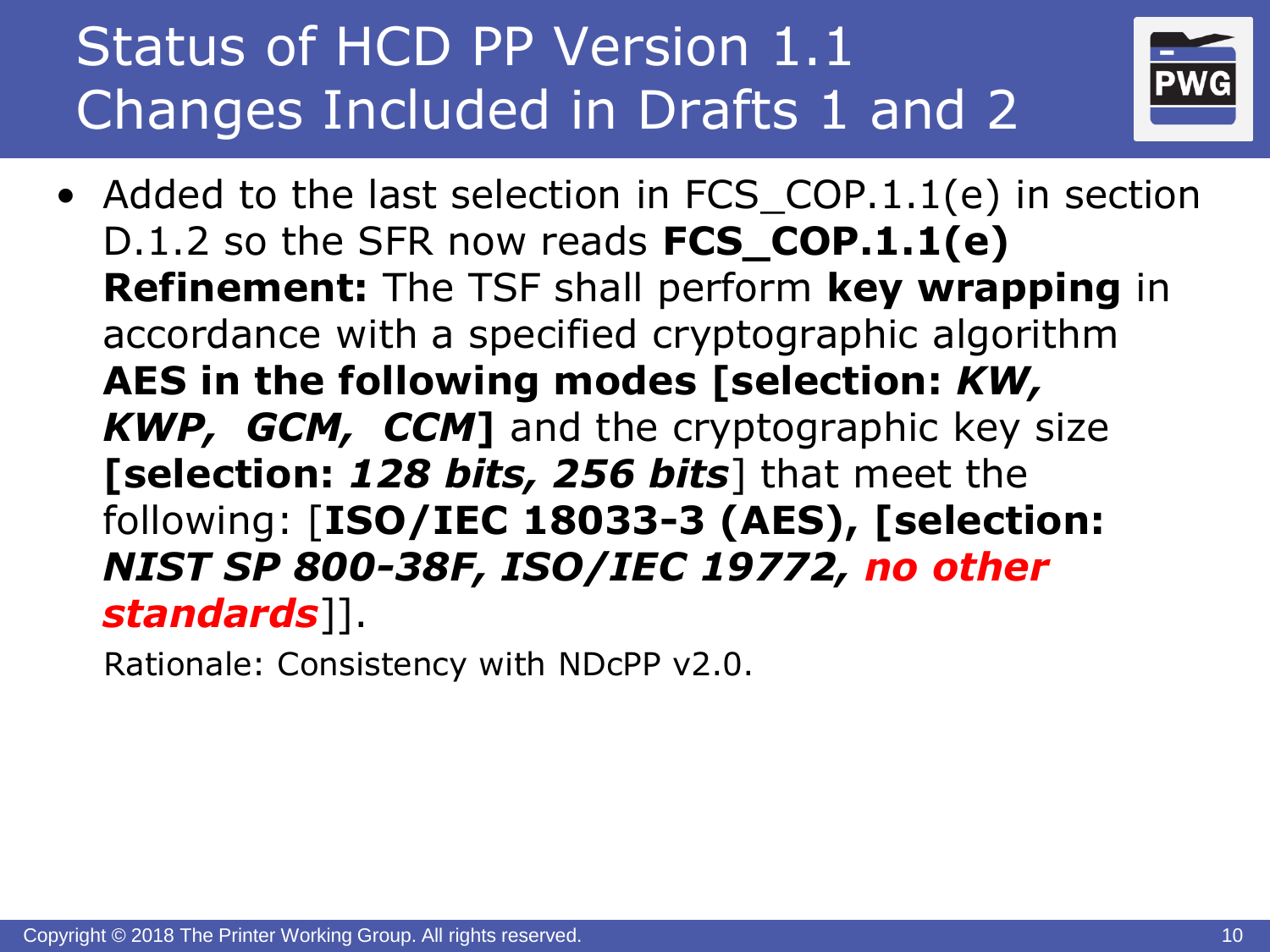# Status of HCD PP Version 1.1 Changes Included in Drafts 1 and 2

- Added to the last selection in FCS_COP.1.1(e) in section D.1.2 so the SFR now reads **FCS_COP.1.1(e) Refinement:** The TSF shall perform **key wrapping** in accordance with a specified cryptographic algorithm **AES in the following modes [selection: *KW, KWP, GCM, CCM*]** and the cryptographic key size **[selection: *128 bits, 256 bits*]** that meet the following: [**ISO/IEC 18033-3 (AES), [selection: *NIST SP 800-38F, ISO/IEC 19772, no other standards*]**].

  Rationale: Consistency with NDcPP v2.0.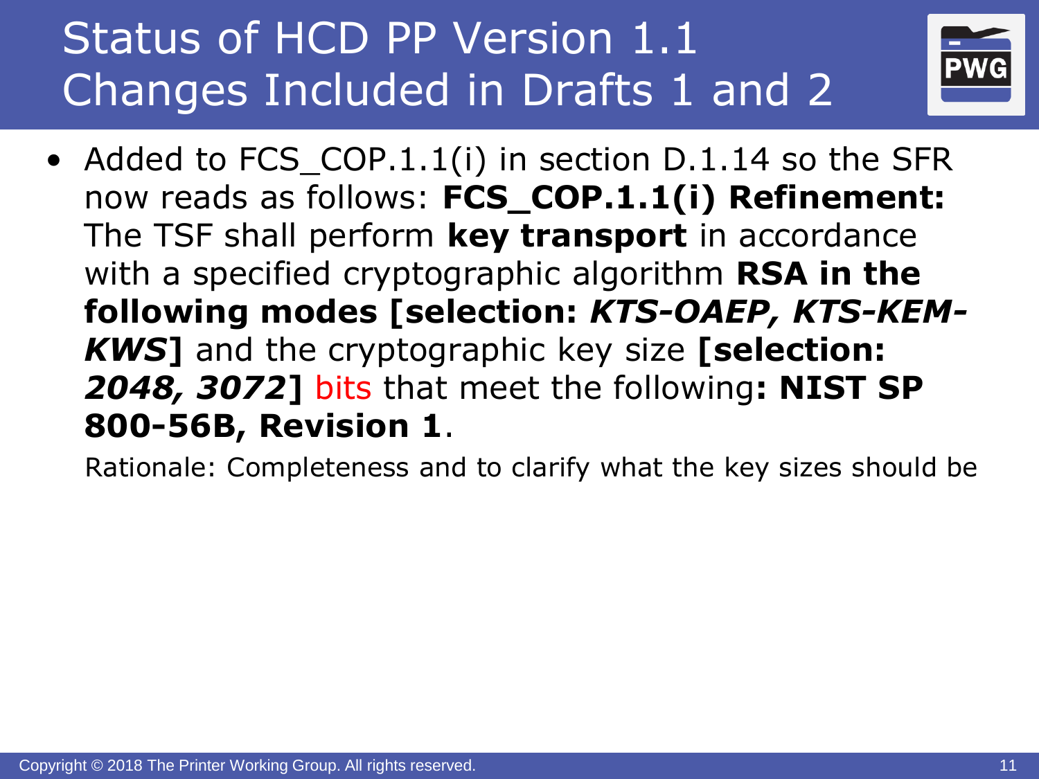# Status of HCD PP Version 1.1 Changes Included in Drafts 1 and 2

- Added to FCS_COP.1.1(i) in section D.1.14 so the SFR now reads as follows: **FCS_COP.1.1(i) Refinement:** The TSF shall perform **key transport** in accordance with a specified cryptographic algorithm **RSA in the following modes [selection: *KTS-OAEP, KTS-KEM-KWS*]** and the cryptographic key size **[selection: *2048, 3072*]** bits that meet the following**: NIST SP 800-56B, Revision 1**.

  Rationale: Completeness and to clarify what the key sizes should be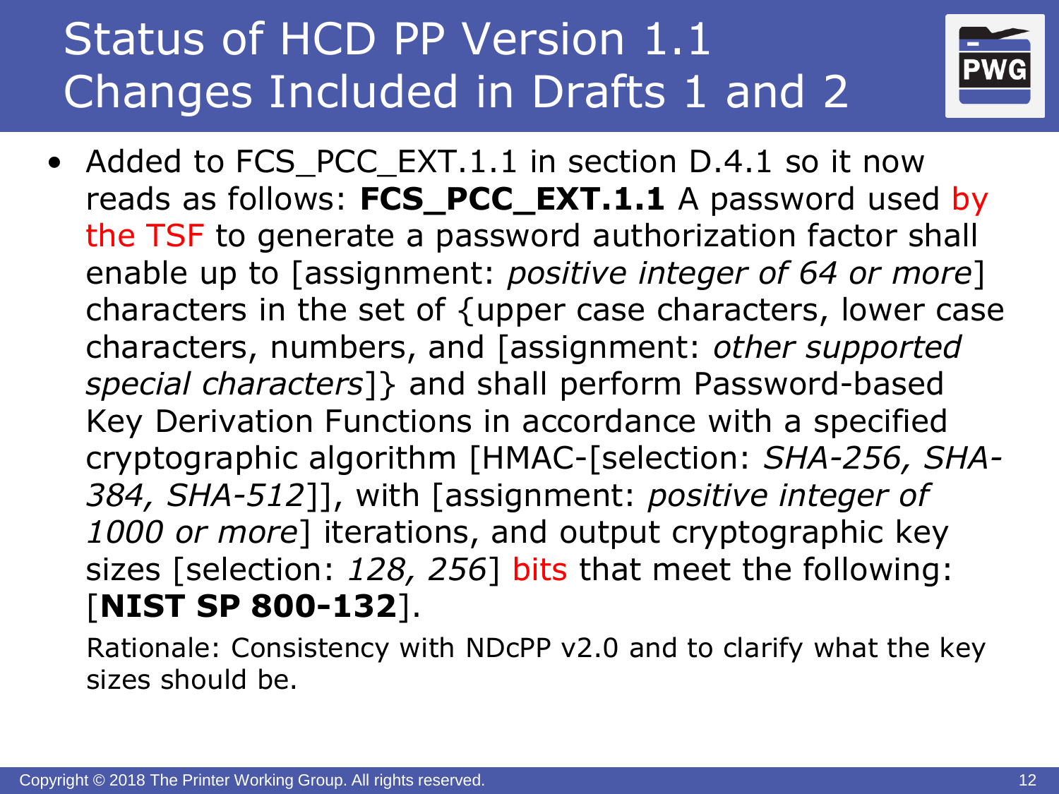# Status of HCD PP Version 1.1 Changes Included in Drafts 1 and 2

- Added to FCS_PCC_EXT.1.1 in section D.4.1 so it now reads as follows: **FCS_PCC_EXT.1.1** A password used by the TSF to generate a password authorization factor shall enable up to [assignment: *positive integer of 64 or more*] characters in the set of {upper case characters, lower case characters, numbers, and [assignment: *other supported special characters*]} and shall perform Password-based Key Derivation Functions in accordance with a specified cryptographic algorithm [HMAC-[selection: *SHA-256, SHA-384, SHA-512*]], with [assignment: *positive integer of 1000 or more*] iterations, and output cryptographic key sizes [selection: *128, 256*] bits that meet the following: [**NIST SP 800-132**].

  Rationale: Consistency with NDcPP v2.0 and to clarify what the key sizes should be.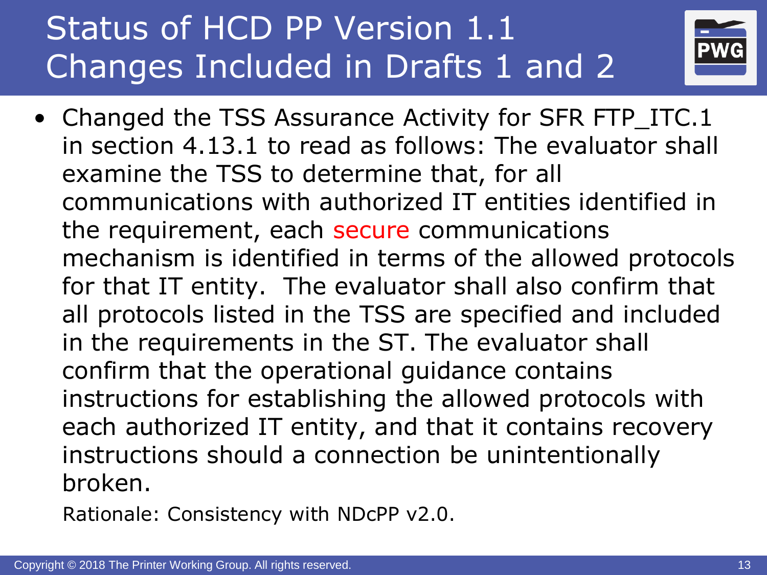# Status of HCD PP Version 1.1 Changes Included in Drafts 1 and 2

- Changed the TSS Assurance Activity for SFR FTP_ITC.1 in section 4.13.1 to read as follows: The evaluator shall examine the TSS to determine that, for all communications with authorized IT entities identified in the requirement, each secure communications mechanism is identified in terms of the allowed protocols for that IT entity. The evaluator shall also confirm that all protocols listed in the TSS are specified and included in the requirements in the ST. The evaluator shall confirm that the operational guidance contains instructions for establishing the allowed protocols with each authorized IT entity, and that it contains recovery instructions should a connection be unintentionally broken.

  Rationale: Consistency with NDcPP v2.0.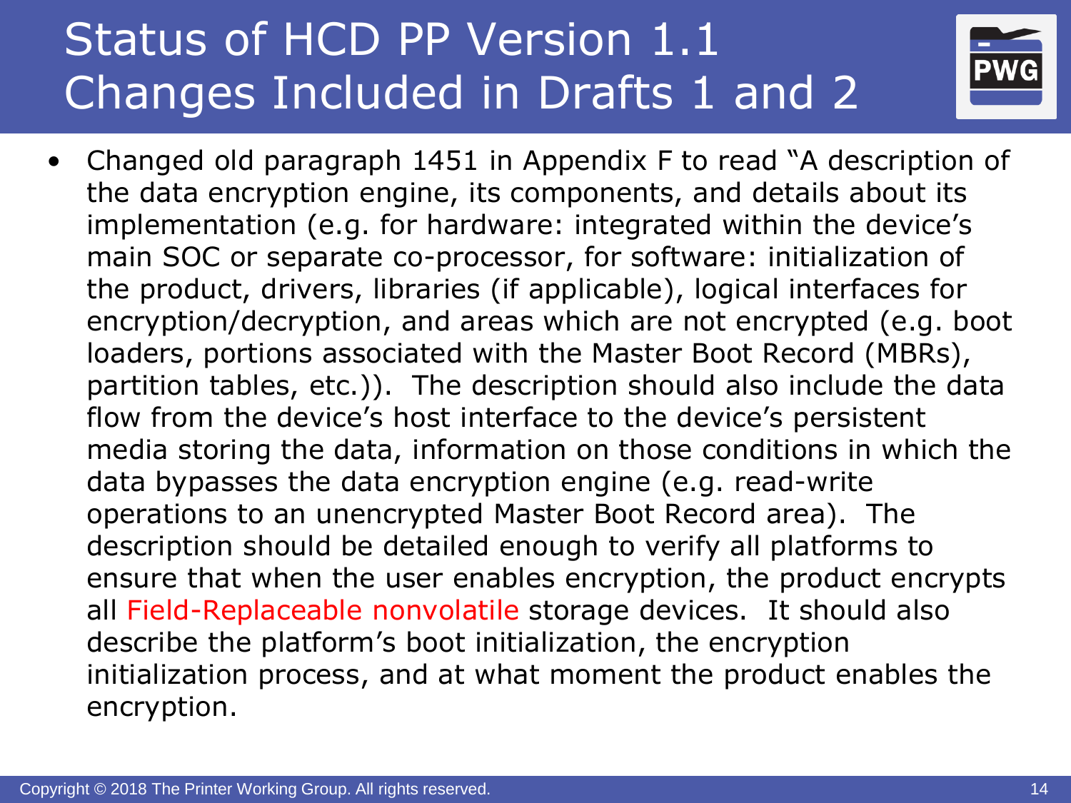# Status of HCD PP Version 1.1 Changes Included in Drafts 1 and 2

- Changed old paragraph 1451 in Appendix F to read "A description of the data encryption engine, its components, and details about its implementation (e.g. for hardware: integrated within the device's main SOC or separate co-processor, for software: initialization of the product, drivers, libraries (if applicable), logical interfaces for encryption/decryption, and areas which are not encrypted (e.g. boot loaders, portions associated with the Master Boot Record (MBRs), partition tables, etc.)). The description should also include the data flow from the device's host interface to the device's persistent media storing the data, information on those conditions in which the data bypasses the data encryption engine (e.g. read-write operations to an unencrypted Master Boot Record area). The description should be detailed enough to verify all platforms to ensure that when the user enables encryption, the product encrypts all Field-Replaceable nonvolatile storage devices. It should also describe the platform's boot initialization, the encryption initialization process, and at what moment the product enables the encryption.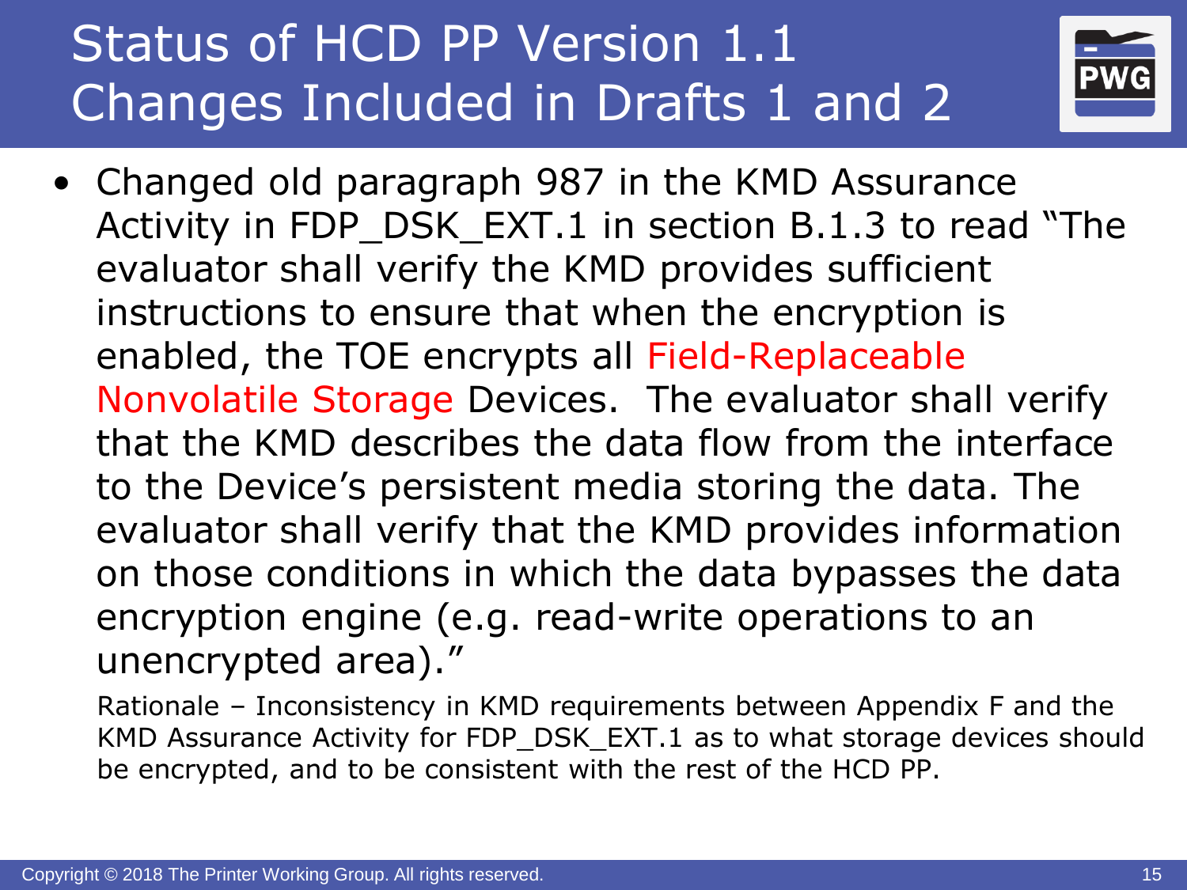# Status of HCD PP Version 1.1 Changes Included in Drafts 1 and 2

- Changed old paragraph 987 in the KMD Assurance Activity in FDP_DSK_EXT.1 in section B.1.3 to read "The evaluator shall verify the KMD provides sufficient instructions to ensure that when the encryption is enabled, the TOE encrypts all Field-Replaceable Nonvolatile Storage Devices. The evaluator shall verify that the KMD describes the data flow from the interface to the Device's persistent media storing the data. The evaluator shall verify that the KMD provides information on those conditions in which the data bypasses the data encryption engine (e.g. read-write operations to an unencrypted area)."

  Rationale – Inconsistency in KMD requirements between Appendix F and the KMD Assurance Activity for FDP_DSK_EXT.1 as to what storage devices should be encrypted, and to be consistent with the rest of the HCD PP.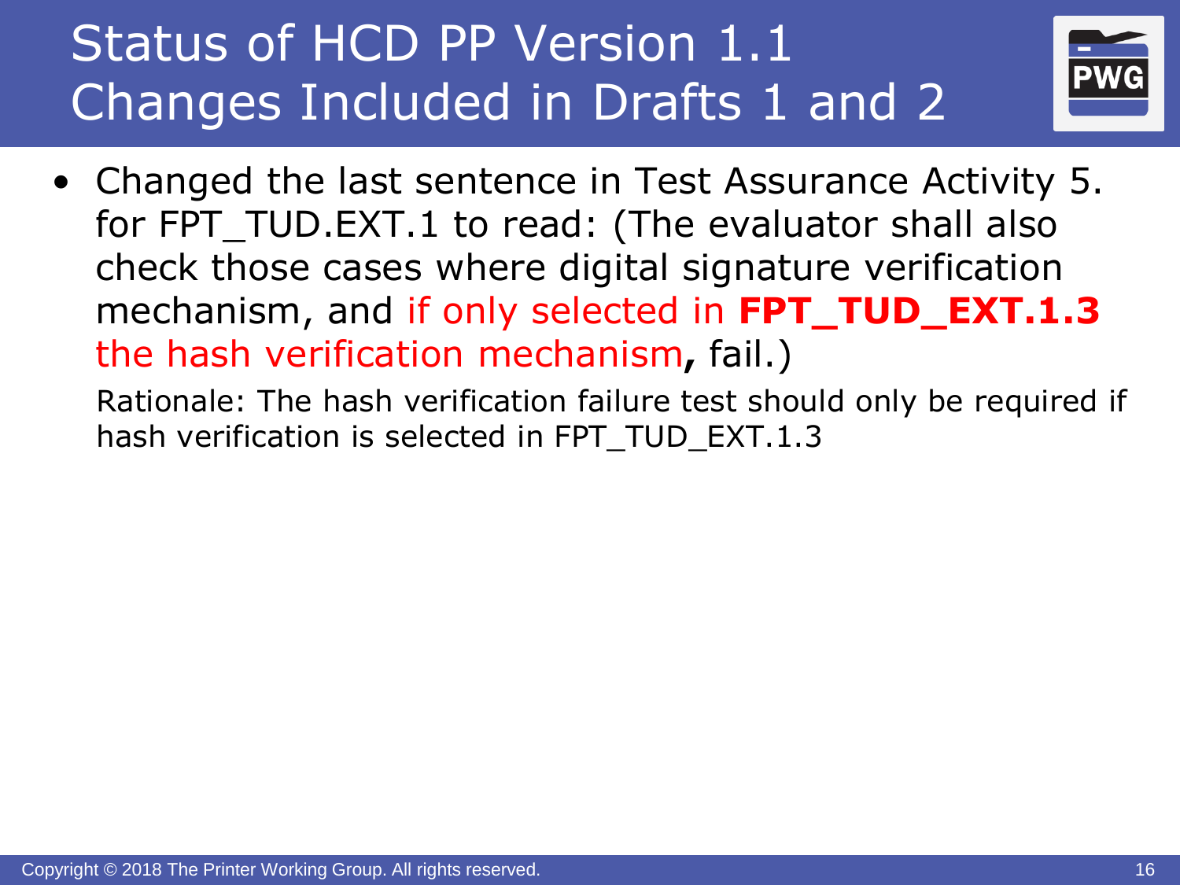# Status of HCD PP Version 1.1 Changes Included in Drafts 1 and 2

- Changed the last sentence in Test Assurance Activity 5. for FPT_TUD.EXT.1 to read: (The evaluator shall also check those cases where digital signature verification mechanism, and if only selected in **FPT_TUD_EXT.1.3** the hash verification mechanism**,** fail.)

  Rationale: The hash verification failure test should only be required if hash verification is selected in FPT_TUD_EXT.1.3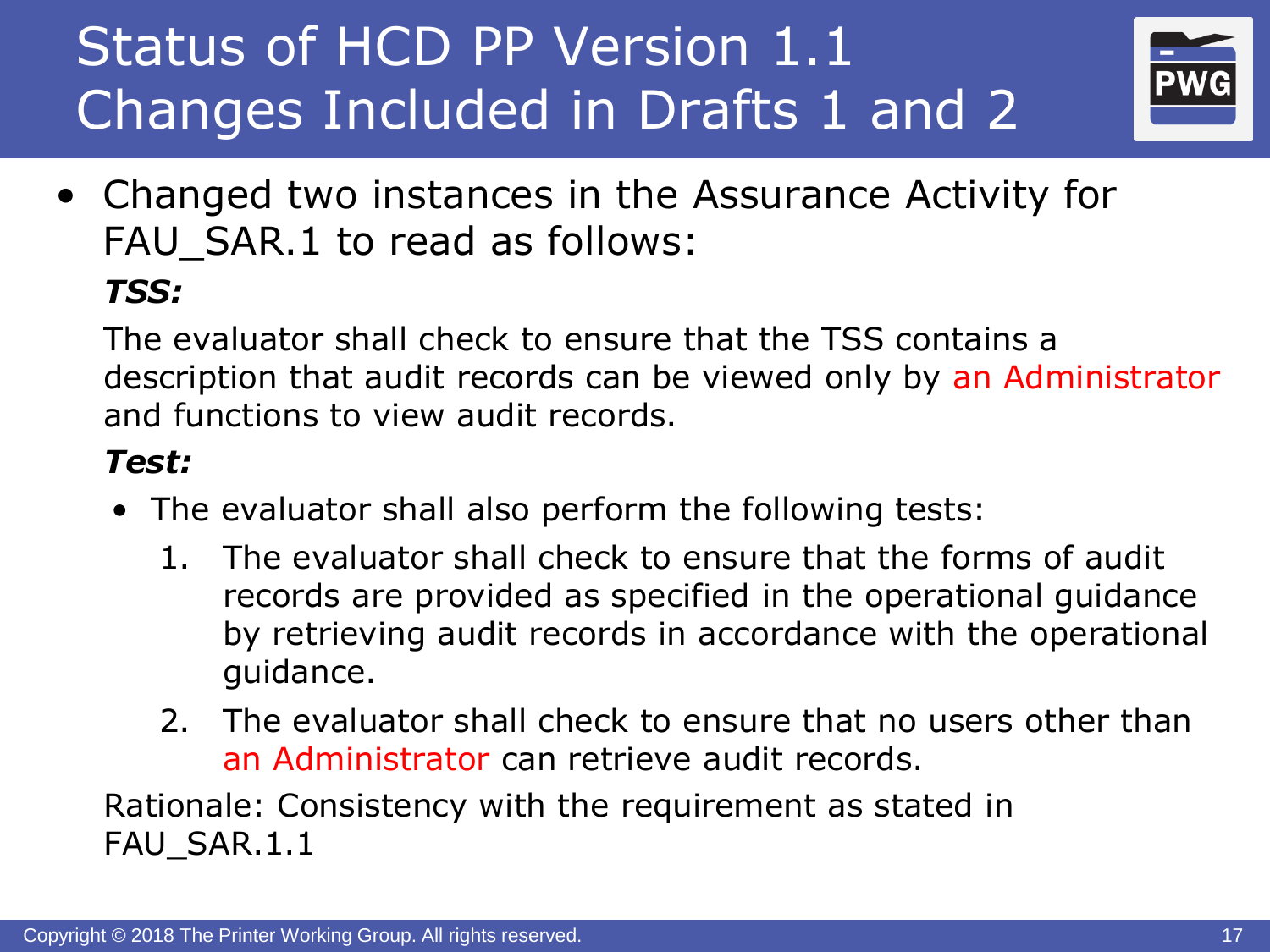# Status of HCD PP Version 1.1 Changes Included in Drafts 1 and 2

- Changed two instances in the Assurance Activity for FAU_SAR.1 to read as follows:

  ***TSS:***

  The evaluator shall check to ensure that the TSS contains a description that audit records can be viewed only by an Administrator and functions to view audit records.

  ***Test:***

  - The evaluator shall also perform the following tests:
    1. The evaluator shall check to ensure that the forms of audit records are provided as specified in the operational guidance by retrieving audit records in accordance with the operational guidance.
    2. The evaluator shall check to ensure that no users other than an Administrator can retrieve audit records.

  Rationale: Consistency with the requirement as stated in FAU_SAR.1.1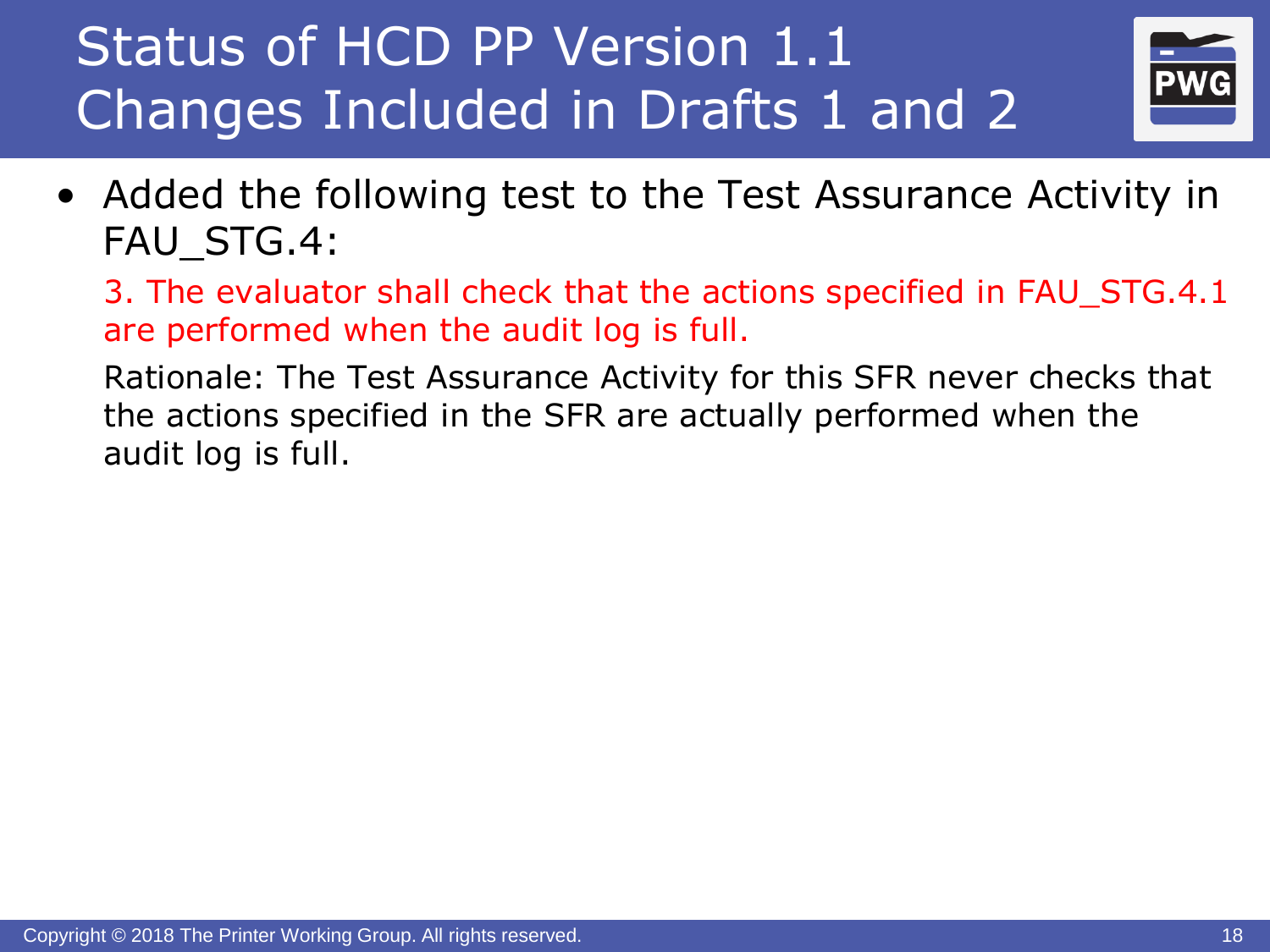# Status of HCD PP Version 1.1 Changes Included in Drafts 1 and 2

- Added the following test to the Test Assurance Activity in FAU_STG.4:

  3. The evaluator shall check that the actions specified in FAU_STG.4.1 are performed when the audit log is full.

  Rationale: The Test Assurance Activity for this SFR never checks that the actions specified in the SFR are actually performed when the audit log is full.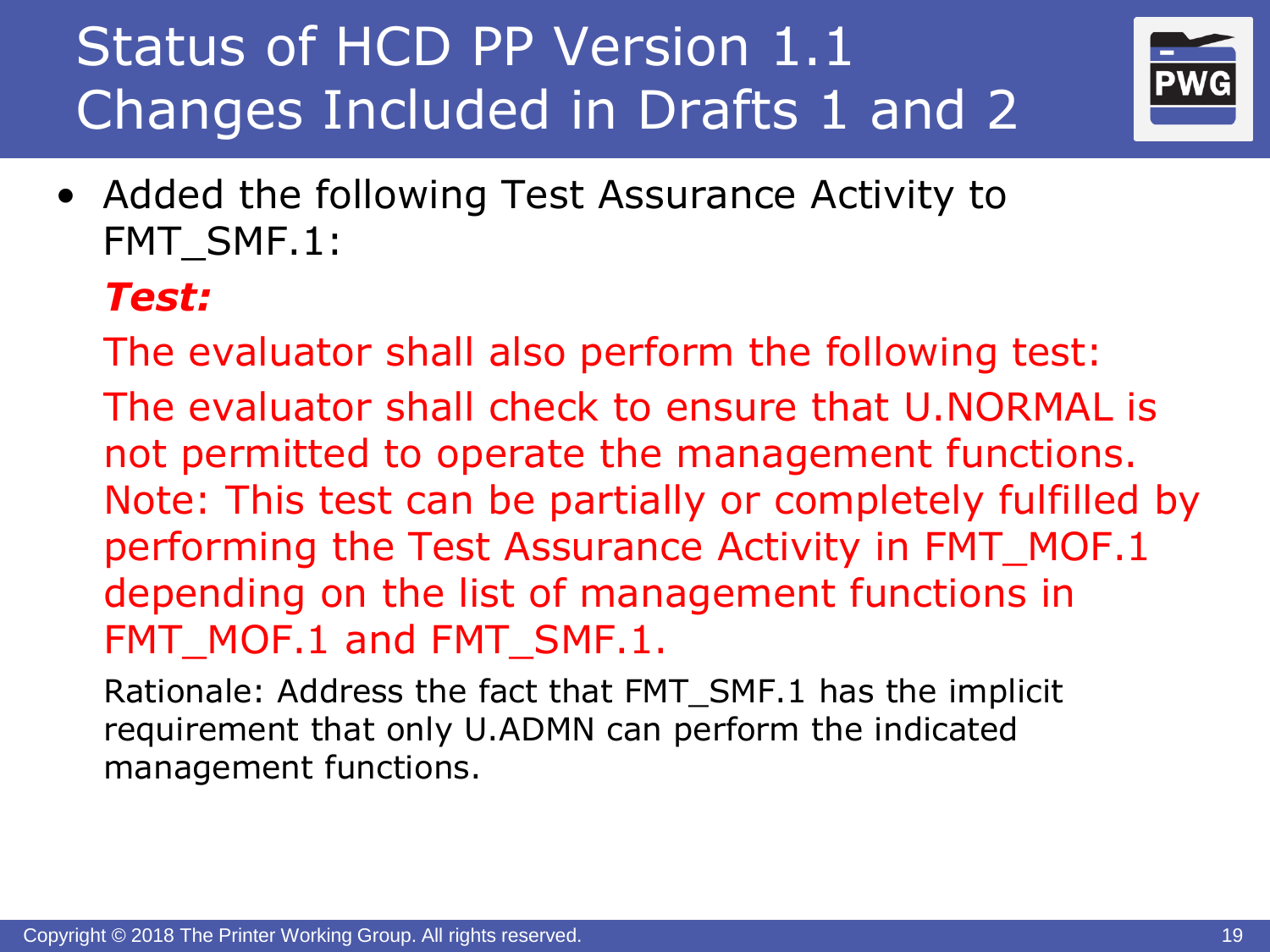# Status of HCD PP Version 1.1
# Changes Included in Drafts 1 and 2

- Added the following Test Assurance Activity to FMT_SMF.1:

  ***Test:***

  The evaluator shall also perform the following test:

  The evaluator shall check to ensure that U.NORMAL is not permitted to operate the management functions. Note: This test can be partially or completely fulfilled by performing the Test Assurance Activity in FMT_MOF.1 depending on the list of management functions in FMT_MOF.1 and FMT_SMF.1.

  Rationale: Address the fact that FMT_SMF.1 has the implicit requirement that only U.ADMN can perform the indicated management functions.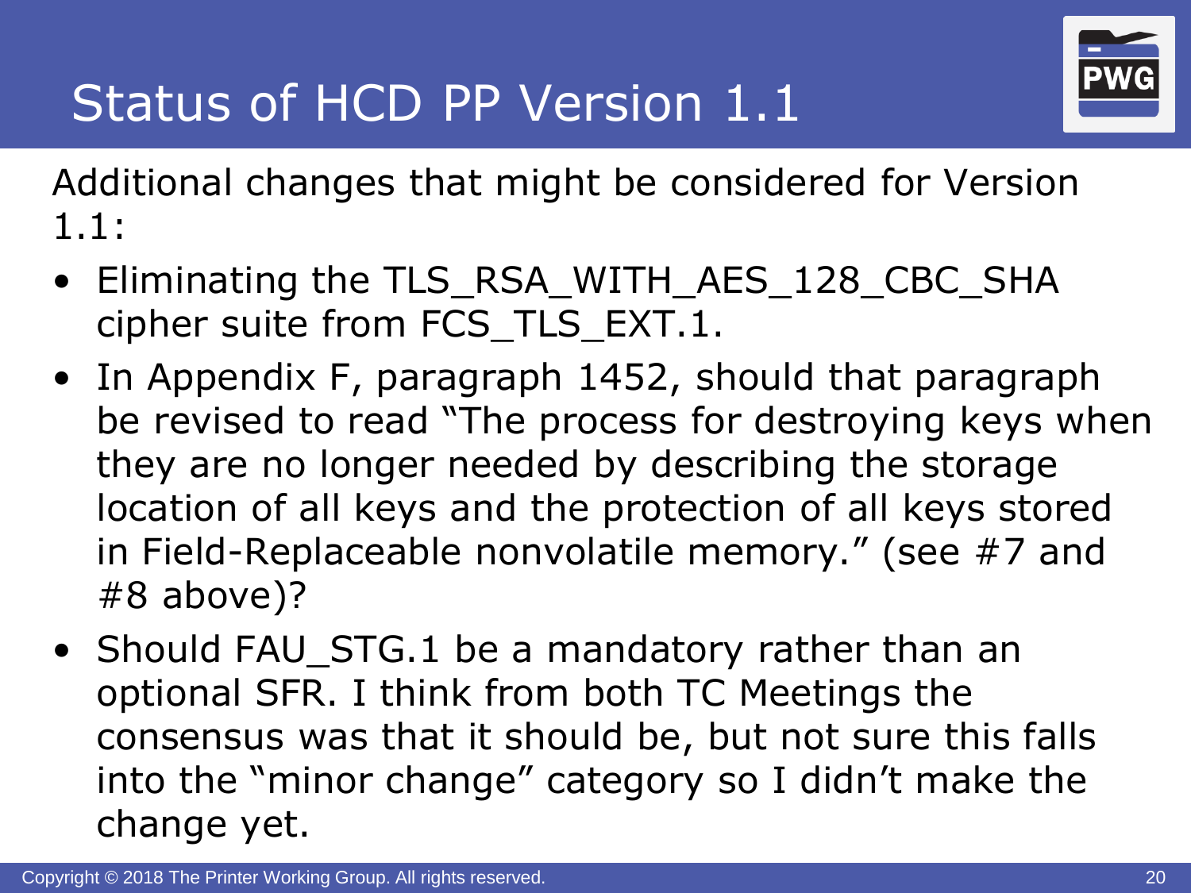# Status of HCD PP Version 1.1

Additional changes that might be considered for Version 1.1:

- Eliminating the TLS_RSA_WITH_AES_128_CBC_SHA cipher suite from FCS_TLS_EXT.1.
- In Appendix F, paragraph 1452, should that paragraph be revised to read "The process for destroying keys when they are no longer needed by describing the storage location of all keys and the protection of all keys stored in Field-Replaceable nonvolatile memory." (see #7 and #8 above)?
- Should FAU_STG.1 be a mandatory rather than an optional SFR. I think from both TC Meetings the consensus was that it should be, but not sure this falls into the "minor change" category so I didn't make the change yet.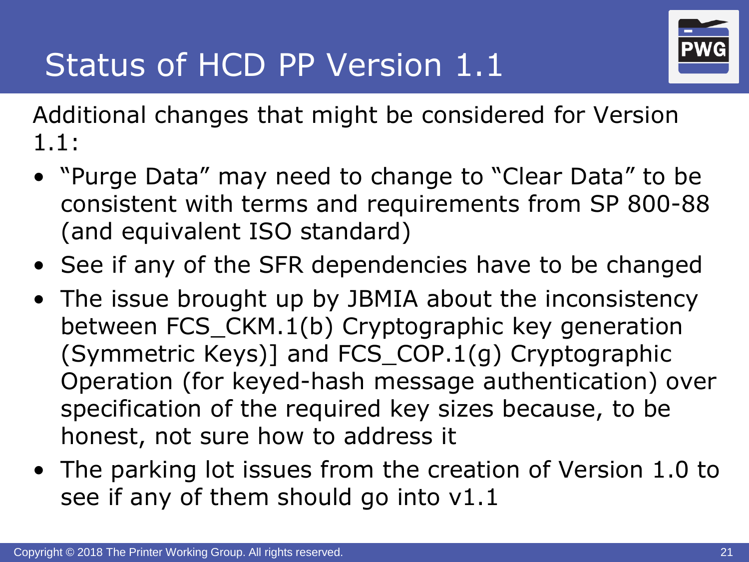# Status of HCD PP Version 1.1

Additional changes that might be considered for Version 1.1:

- "Purge Data" may need to change to "Clear Data" to be consistent with terms and requirements from SP 800-88 (and equivalent ISO standard)
- See if any of the SFR dependencies have to be changed
- The issue brought up by JBMIA about the inconsistency between FCS_CKM.1(b) Cryptographic key generation (Symmetric Keys)] and FCS_COP.1(g) Cryptographic Operation (for keyed-hash message authentication) over specification of the required key sizes because, to be honest, not sure how to address it
- The parking lot issues from the creation of Version 1.0 to see if any of them should go into v1.1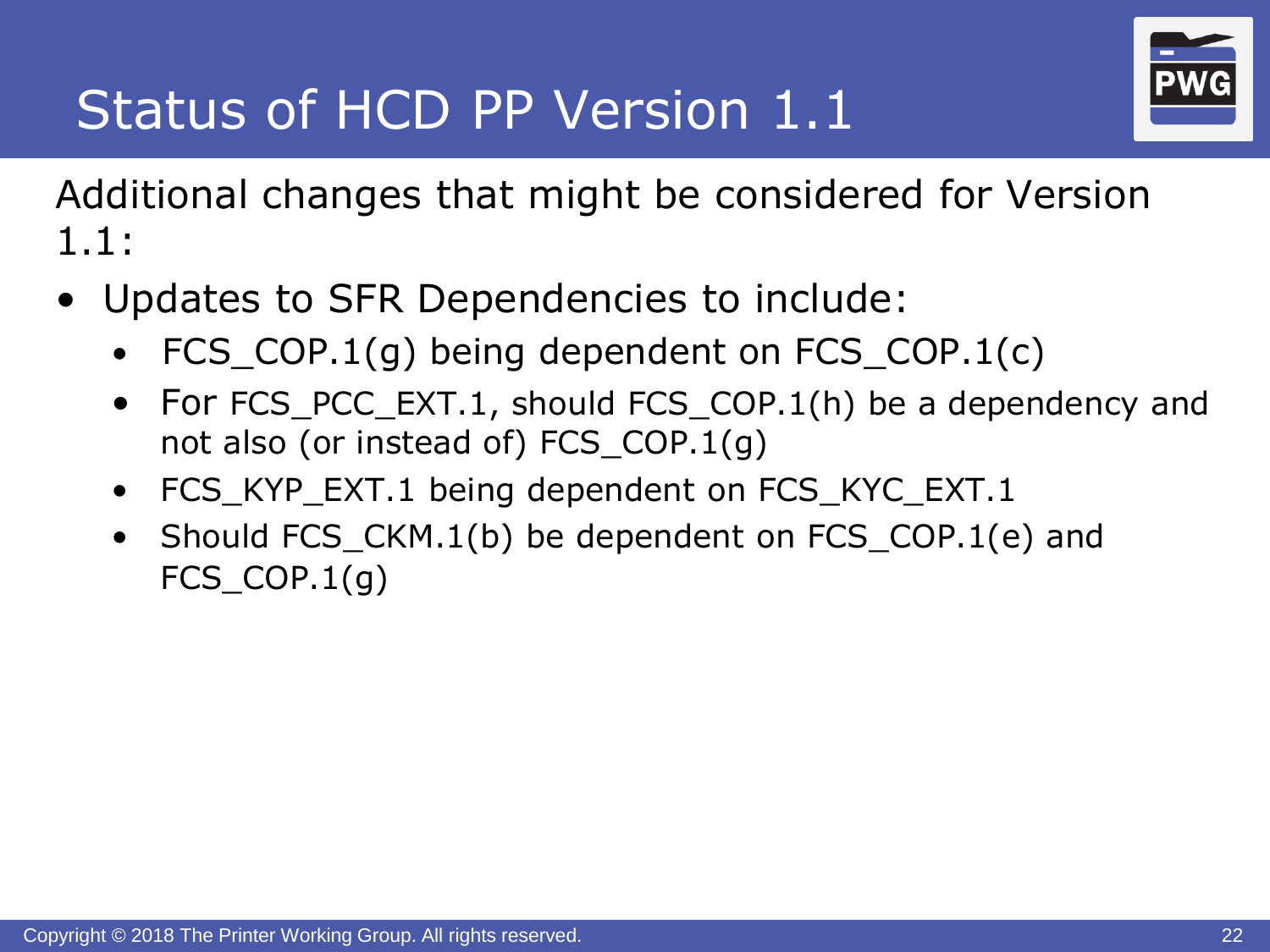# Status of HCD PP Version 1.1

Additional changes that might be considered for Version 1.1:

- Updates to SFR Dependencies to include:
  - FCS_COP.1(g) being dependent on FCS_COP.1(c)
  - For FCS_PCC_EXT.1, should FCS_COP.1(h) be a dependency and not also (or instead of) FCS_COP.1(g)
  - FCS_KYP_EXT.1 being dependent on FCS_KYC_EXT.1
  - Should FCS_CKM.1(b) be dependent on FCS_COP.1(e) and FCS_COP.1(g)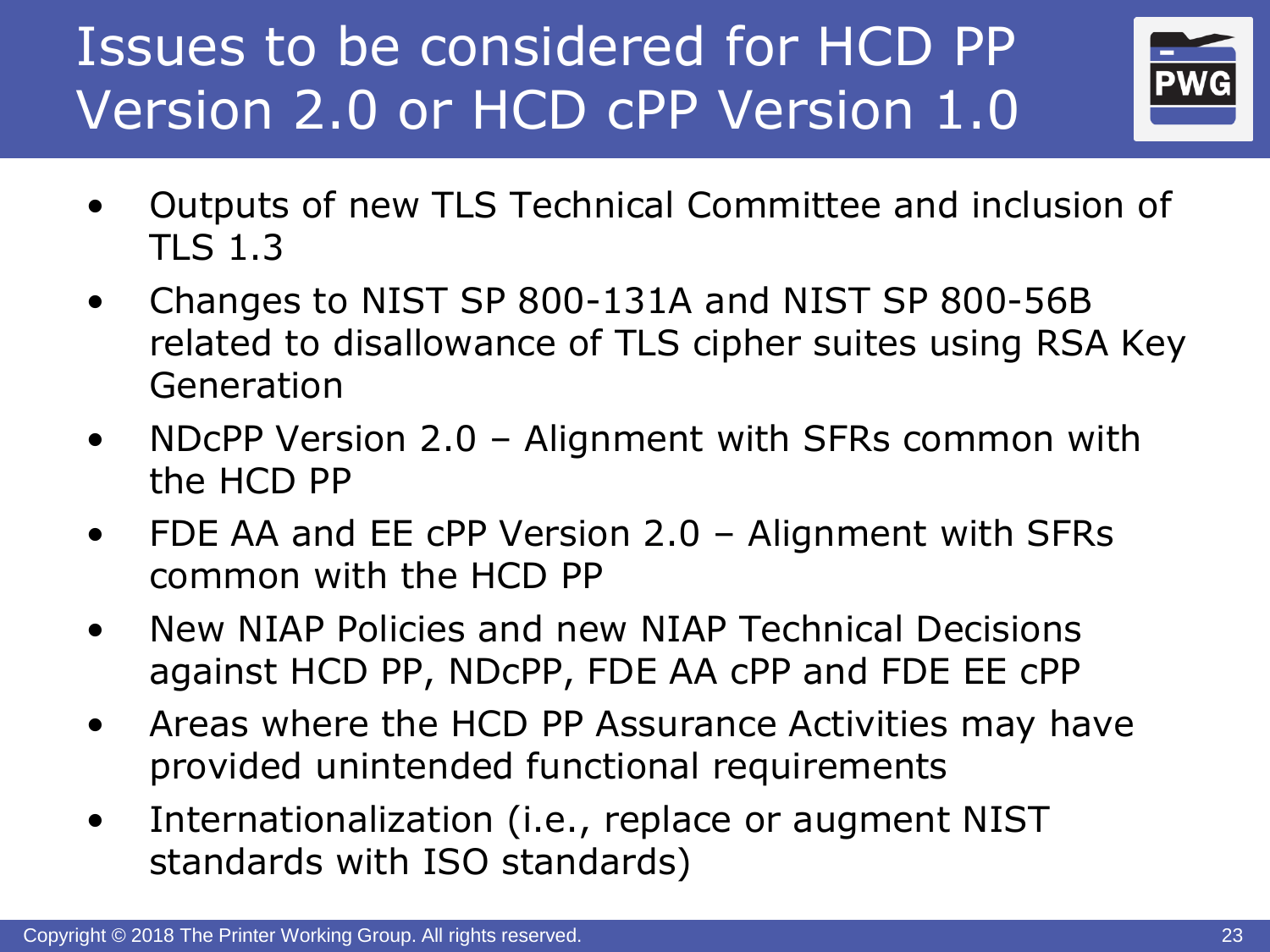# Issues to be considered for HCD PP Version 2.0 or HCD cPP Version 1.0

- Outputs of new TLS Technical Committee and inclusion of TLS 1.3
- Changes to NIST SP 800-131A and NIST SP 800-56B related to disallowance of TLS cipher suites using RSA Key Generation
- NDcPP Version 2.0 – Alignment with SFRs common with the HCD PP
- FDE AA and EE cPP Version 2.0 – Alignment with SFRs common with the HCD PP
- New NIAP Policies and new NIAP Technical Decisions against HCD PP, NDcPP, FDE AA cPP and FDE EE cPP
- Areas where the HCD PP Assurance Activities may have provided unintended functional requirements
- Internationalization (i.e., replace or augment NIST standards with ISO standards)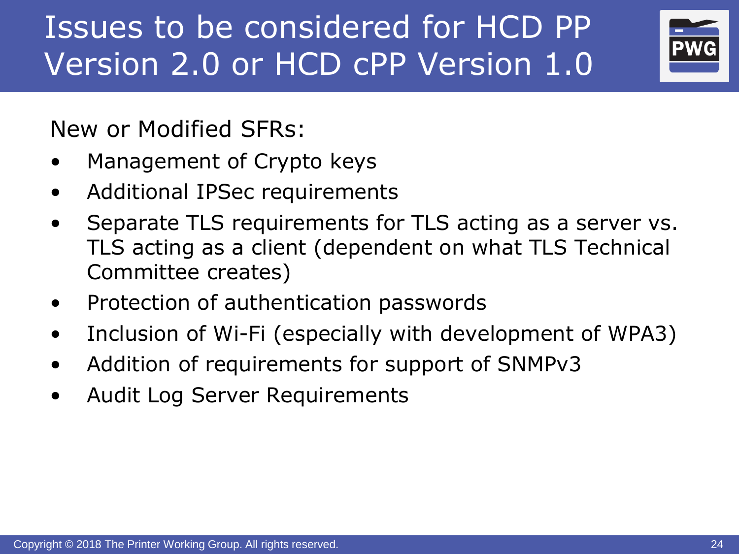# Issues to be considered for HCD PP Version 2.0 or HCD cPP Version 1.0

New or Modified SFRs:

- Management of Crypto keys
- Additional IPSec requirements
- Separate TLS requirements for TLS acting as a server vs. TLS acting as a client (dependent on what TLS Technical Committee creates)
- Protection of authentication passwords
- Inclusion of Wi-Fi (especially with development of WPA3)
- Addition of requirements for support of SNMPv3
- Audit Log Server Requirements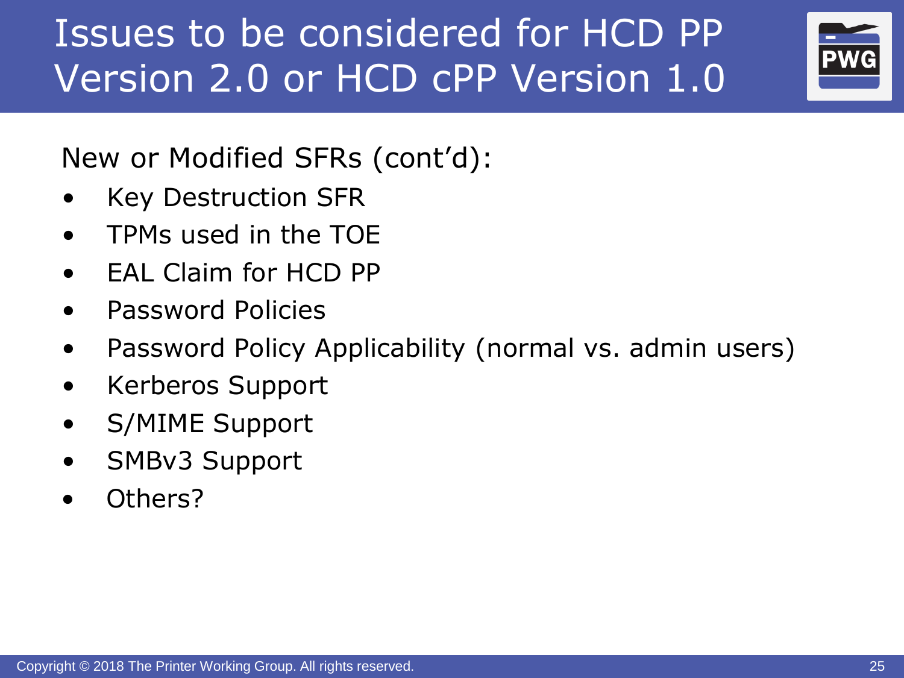# Issues to be considered for HCD PP Version 2.0 or HCD cPP Version 1.0

New or Modified SFRs (cont'd):

- Key Destruction SFR
- TPMs used in the TOE
- EAL Claim for HCD PP
- Password Policies
- Password Policy Applicability (normal vs. admin users)
- Kerberos Support
- S/MIME Support
- SMBv3 Support
- Others?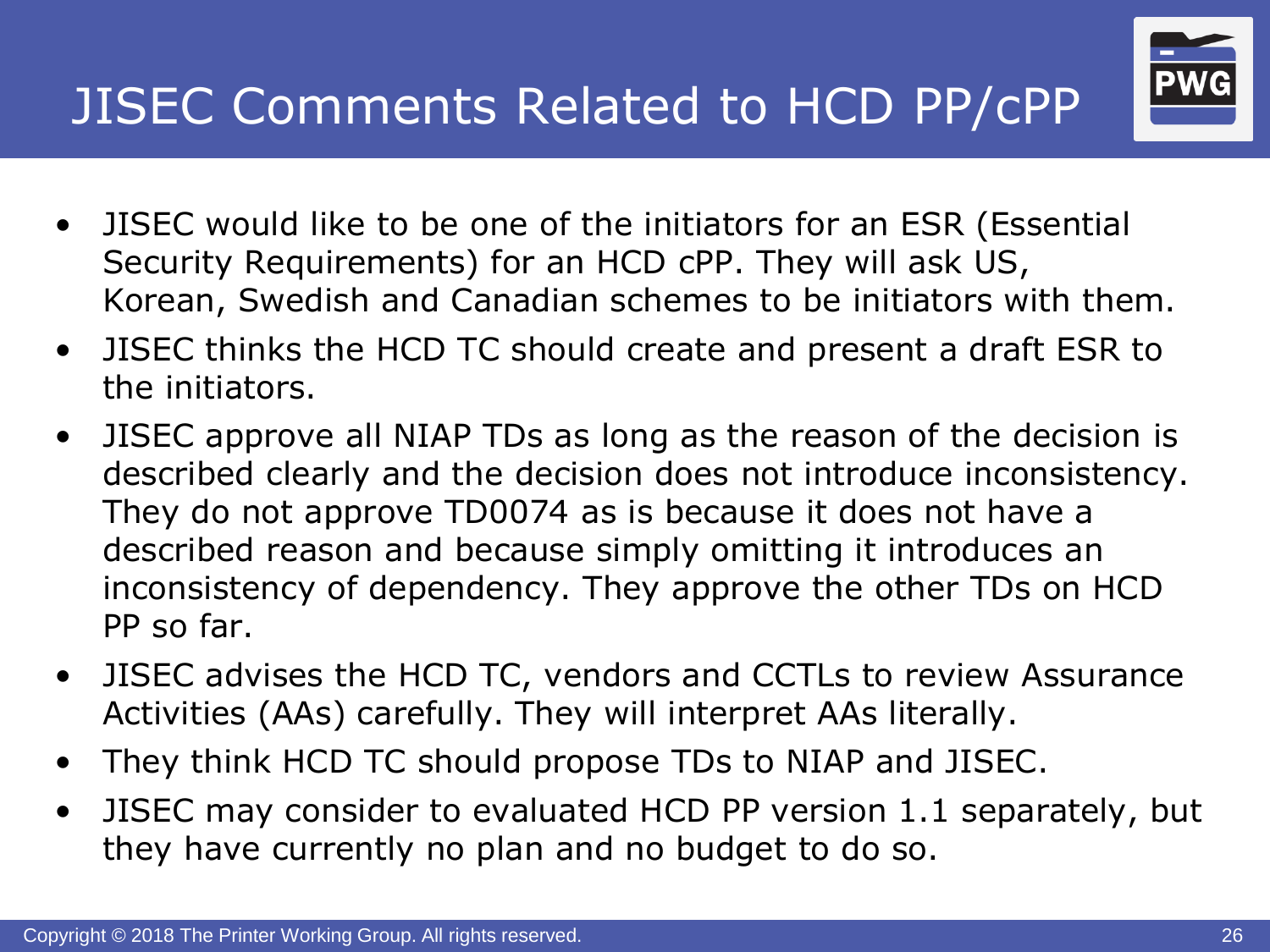# JISEC Comments Related to HCD PP/cPP

- JISEC would like to be one of the initiators for an ESR (Essential Security Requirements) for an HCD cPP. They will ask US, Korean, Swedish and Canadian schemes to be initiators with them.
- JISEC thinks the HCD TC should create and present a draft ESR to the initiators.
- JISEC approve all NIAP TDs as long as the reason of the decision is described clearly and the decision does not introduce inconsistency. They do not approve TD0074 as is because it does not have a described reason and because simply omitting it introduces an inconsistency of dependency. They approve the other TDs on HCD PP so far.
- JISEC advises the HCD TC, vendors and CCTLs to review Assurance Activities (AAs) carefully. They will interpret AAs literally.
- They think HCD TC should propose TDs to NIAP and JISEC.
- JISEC may consider to evaluated HCD PP version 1.1 separately, but they have currently no plan and no budget to do so.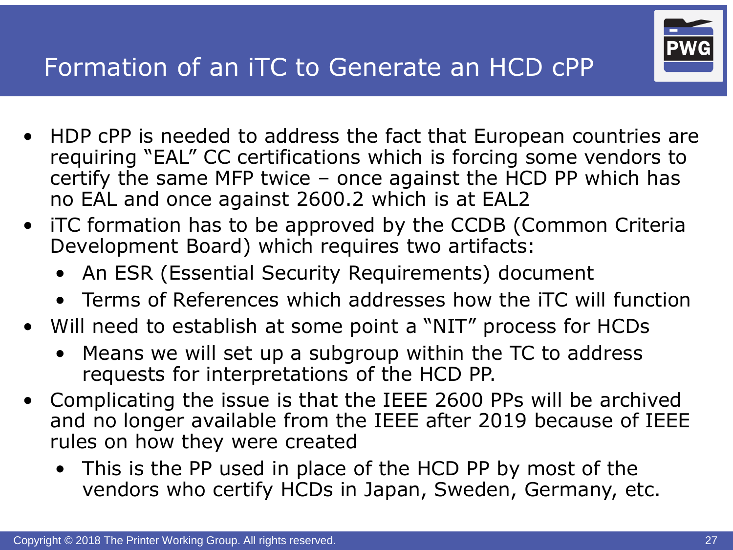# Formation of an iTC to Generate an HCD cPP

- HDP cPP is needed to address the fact that European countries are requiring "EAL" CC certifications which is forcing some vendors to certify the same MFP twice – once against the HCD PP which has no EAL and once against 2600.2 which is at EAL2
- iTC formation has to be approved by the CCDB (Common Criteria Development Board) which requires two artifacts:
  - An ESR (Essential Security Requirements) document
  - Terms of References which addresses how the iTC will function
- Will need to establish at some point a "NIT" process for HCDs
  - Means we will set up a subgroup within the TC to address requests for interpretations of the HCD PP.
- Complicating the issue is that the IEEE 2600 PPs will be archived and no longer available from the IEEE after 2019 because of IEEE rules on how they were created
  - This is the PP used in place of the HCD PP by most of the vendors who certify HCDs in Japan, Sweden, Germany, etc.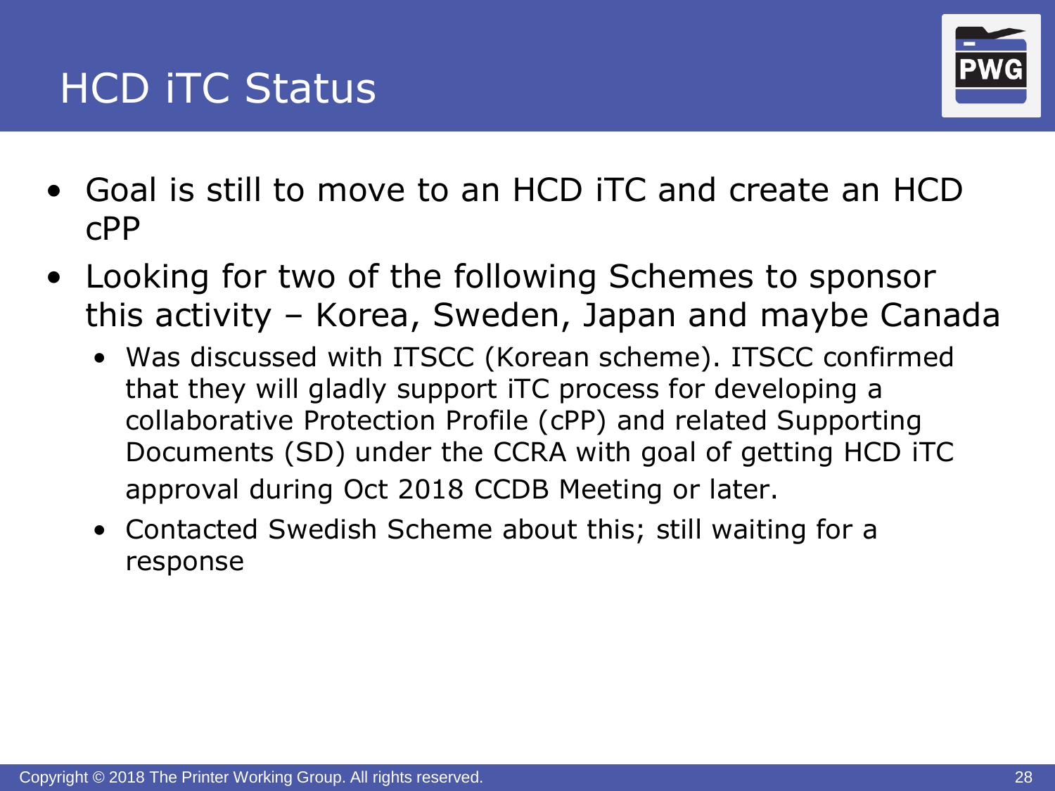# HCD iTC Status

- Goal is still to move to an HCD iTC and create an HCD cPP
- Looking for two of the following Schemes to sponsor this activity – Korea, Sweden, Japan and maybe Canada
  - Was discussed with ITSCC (Korean scheme). ITSCC confirmed that they will gladly support iTC process for developing a collaborative Protection Profile (cPP) and related Supporting Documents (SD) under the CCRA with goal of getting HCD iTC approval during Oct 2018 CCDB Meeting or later.
  - Contacted Swedish Scheme about this; still waiting for a response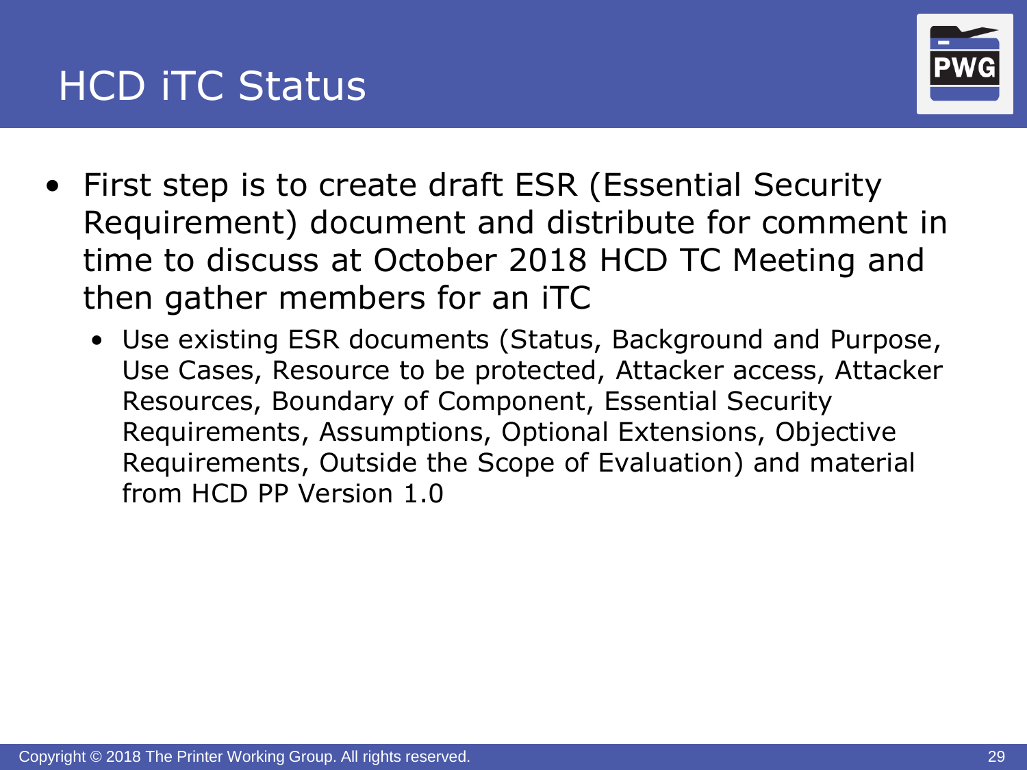# HCD iTC Status

- First step is to create draft ESR (Essential Security Requirement) document and distribute for comment in time to discuss at October 2018 HCD TC Meeting and then gather members for an iTC
  - Use existing ESR documents (Status, Background and Purpose, Use Cases, Resource to be protected, Attacker access, Attacker Resources, Boundary of Component, Essential Security Requirements, Assumptions, Optional Extensions, Objective Requirements, Outside the Scope of Evaluation) and material from HCD PP Version 1.0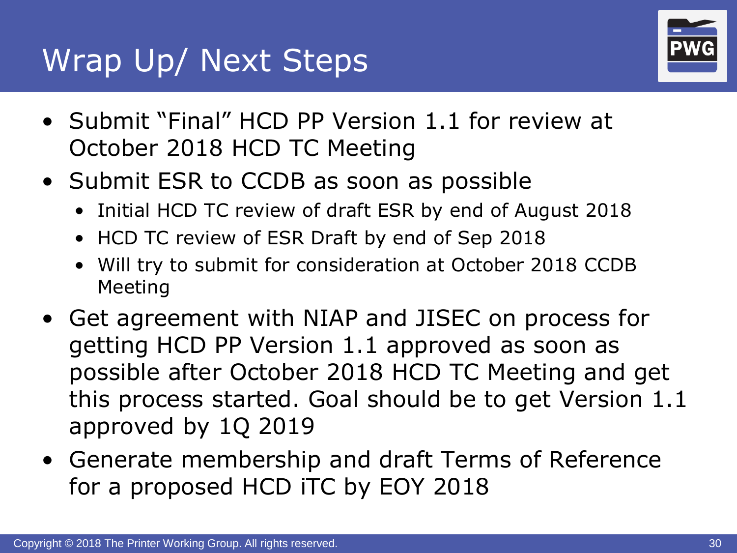# Wrap Up/ Next Steps

- Submit "Final" HCD PP Version 1.1 for review at October 2018 HCD TC Meeting
- Submit ESR to CCDB as soon as possible
  - Initial HCD TC review of draft ESR by end of August 2018
  - HCD TC review of ESR Draft by end of Sep 2018
  - Will try to submit for consideration at October 2018 CCDB Meeting
- Get agreement with NIAP and JISEC on process for getting HCD PP Version 1.1 approved as soon as possible after October 2018 HCD TC Meeting and get this process started. Goal should be to get Version 1.1 approved by 1Q 2019
- Generate membership and draft Terms of Reference for a proposed HCD iTC by EOY 2018